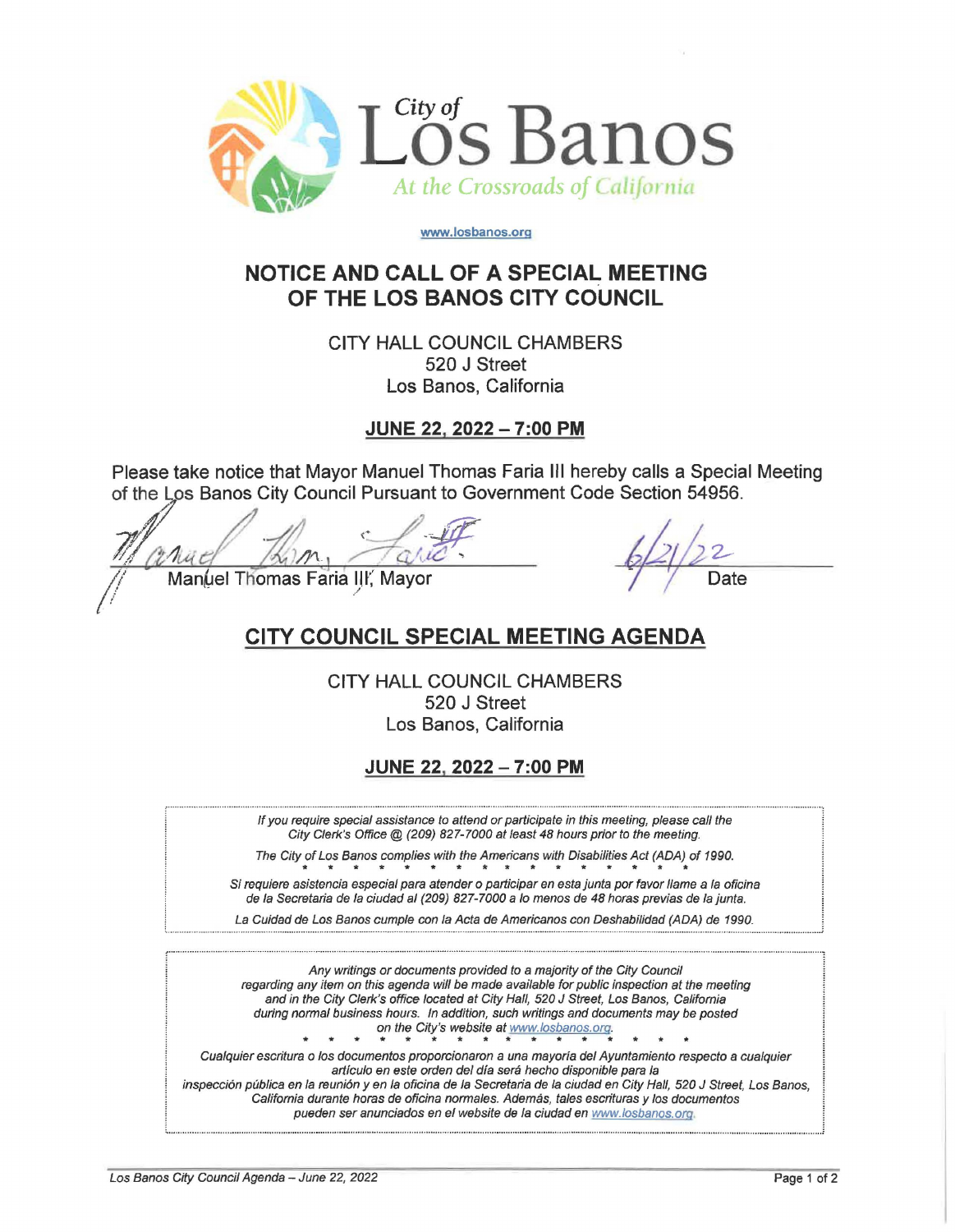City of

# Los Banos

*At the Crossroads of California*

www.losbanos.org

## NOTICE AND CALL OF A SPECIAL MEETING OF THE LOS BANOS CITY COUNCIL

CITY HALL COUNCIL CHAMBERS
520 J Street
Los Banos, California

**JUNE 22, 2022 – 7:00 PM**

Please take notice that Mayor Manuel Thomas Faria III hereby calls a Special Meeting of the Los Banos City Council Pursuant to Government Code Section 54956.

Manuel Thomas Faria III, Mayor

6/21/22
Date

## CITY COUNCIL SPECIAL MEETING AGENDA

CITY HALL COUNCIL CHAMBERS
520 J Street
Los Banos, California

**JUNE 22, 2022 – 7:00 PM**

*If you require special assistance to attend or participate in this meeting, please call the City Clerk's Office @ (209) 827-7000 at least 48 hours prior to the meeting.*

*The City of Los Banos complies with the Americans with Disabilities Act (ADA) of 1990.*

\* \* \* \* \* \* \* \* \* \* \* \* \* \* \* \* \* \*

*Si requiere asistencia especial para atender o participar en esta junta por favor llame a la oficina de la Secretaria de la ciudad al (209) 827-7000 a lo menos de 48 horas previas de la junta.*

*La Cuidad de Los Banos cumple con la Acta de Americanos con Deshabilidad (ADA) de 1990.*

*Any writings or documents provided to a majority of the City Council regarding any item on this agenda will be made available for public inspection at the meeting and in the City Clerk's office located at City Hall, 520 J Street, Los Banos, California during normal business hours. In addition, such writings and documents may be posted on the City's website at www.losbanos.org.*

\* \* \* \* \* \* \* \* \* \* \* \* \* \* \* \* \* \*

*Cualquier escritura o los documentos proporcionaron a una mayoría del Ayuntamiento respecto a cualquier artículo en este orden del día será hecho disponible para la inspección pública en la reunión y en la oficina de la Secretaria de la ciudad en City Hall, 520 J Street, Los Banos, California durante horas de oficina normales. Además, tales escrituras y los documentos pueden ser anunciados en el website de la ciudad en www.losbanos.org.*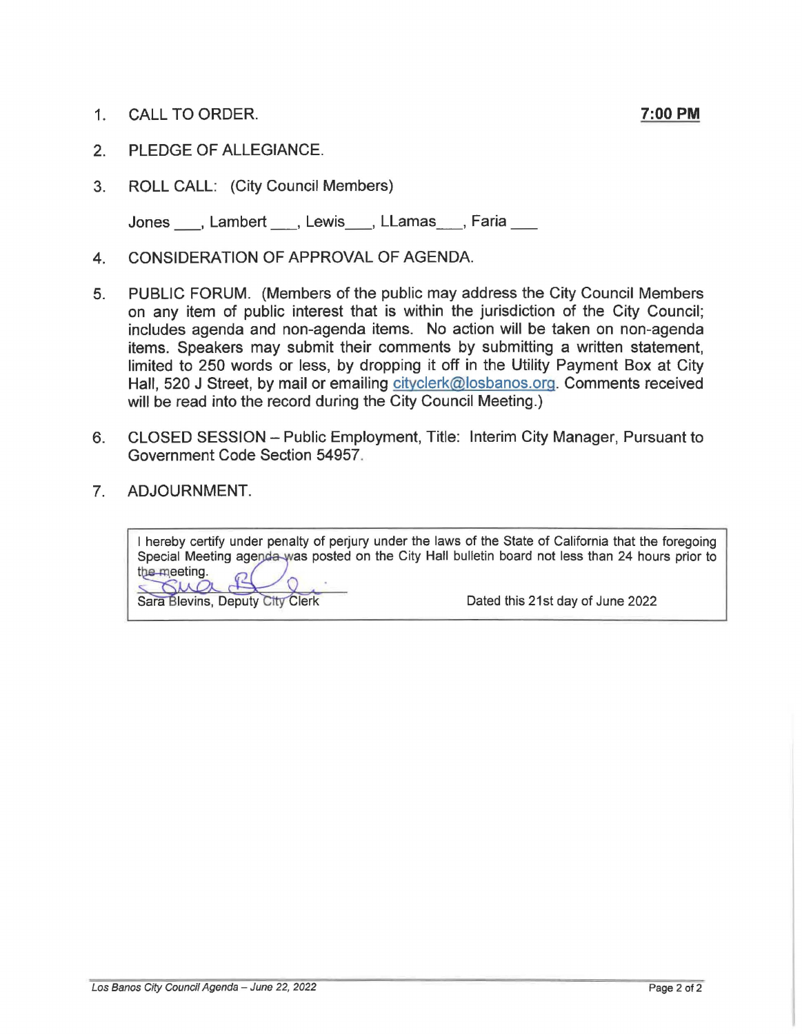1. CALL TO ORDER. **7:00 PM**

2. PLEDGE OF ALLEGIANCE.

3. ROLL CALL: (City Council Members)

   Jones ___, Lambert ___, Lewis___, LLamas___, Faria ___

4. CONSIDERATION OF APPROVAL OF AGENDA.

5. PUBLIC FORUM. (Members of the public may address the City Council Members on any item of public interest that is within the jurisdiction of the City Council; includes agenda and non-agenda items. No action will be taken on non-agenda items. Speakers may submit their comments by submitting a written statement, limited to 250 words or less, by dropping it off in the Utility Payment Box at City Hall, 520 J Street, by mail or emailing cityclerk@losbanos.org. Comments received will be read into the record during the City Council Meeting.)

6. CLOSED SESSION – Public Employment, Title: Interim City Manager, Pursuant to Government Code Section 54957.

7. ADJOURNMENT.

I hereby certify under penalty of perjury under the laws of the State of California that the foregoing Special Meeting agenda was posted on the City Hall bulletin board not less than 24 hours prior to the meeting.

Sara Blevins, Deputy City Clerk

Dated this 21st day of June 2022

*Los Banos City Council Agenda – June 22, 2022*